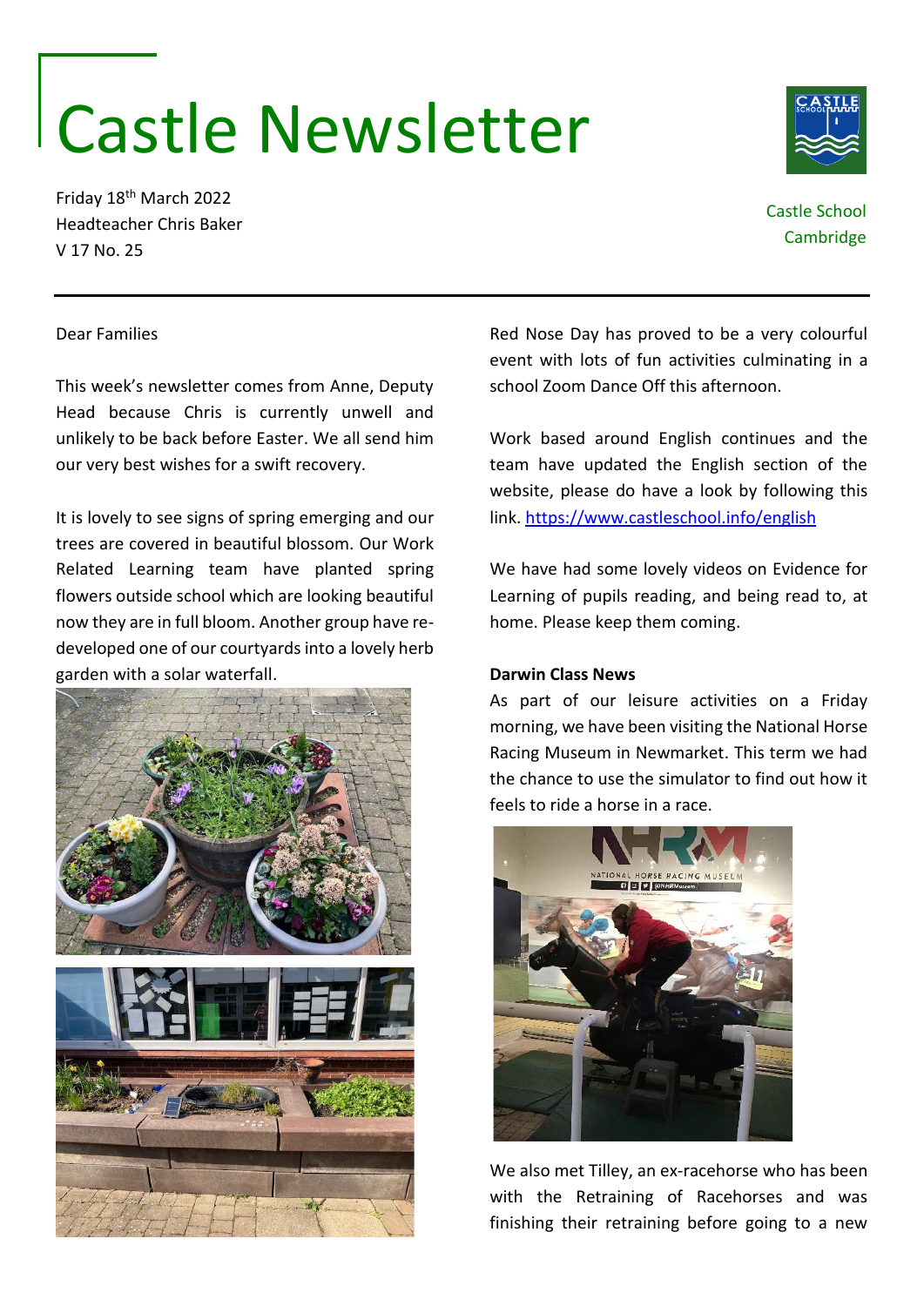# Castle Newsletter

Friday 18th March 2022
Headteacher Chris Baker
V 17 No. 25

Castle School
Cambridge

Dear Families

This week's newsletter comes from Anne, Deputy Head because Chris is currently unwell and unlikely to be back before Easter. We all send him our very best wishes for a swift recovery.

It is lovely to see signs of spring emerging and our trees are covered in beautiful blossom. Our Work Related Learning team have planted spring flowers outside school which are looking beautiful now they are in full bloom. Another group have re-developed one of our courtyards into a lovely herb garden with a solar waterfall.

Red Nose Day has proved to be a very colourful event with lots of fun activities culminating in a school Zoom Dance Off this afternoon.

Work based around English continues and the team have updated the English section of the website, please do have a look by following this link. https://www.castleschool.info/english

We have had some lovely videos on Evidence for Learning of pupils reading, and being read to, at home. Please keep them coming.

**Darwin Class News**

As part of our leisure activities on a Friday morning, we have been visiting the National Horse Racing Museum in Newmarket. This term we had the chance to use the simulator to find out how it feels to ride a horse in a race.

We also met Tilley, an ex-racehorse who has been with the Retraining of Racehorses and was finishing their retraining before going to a new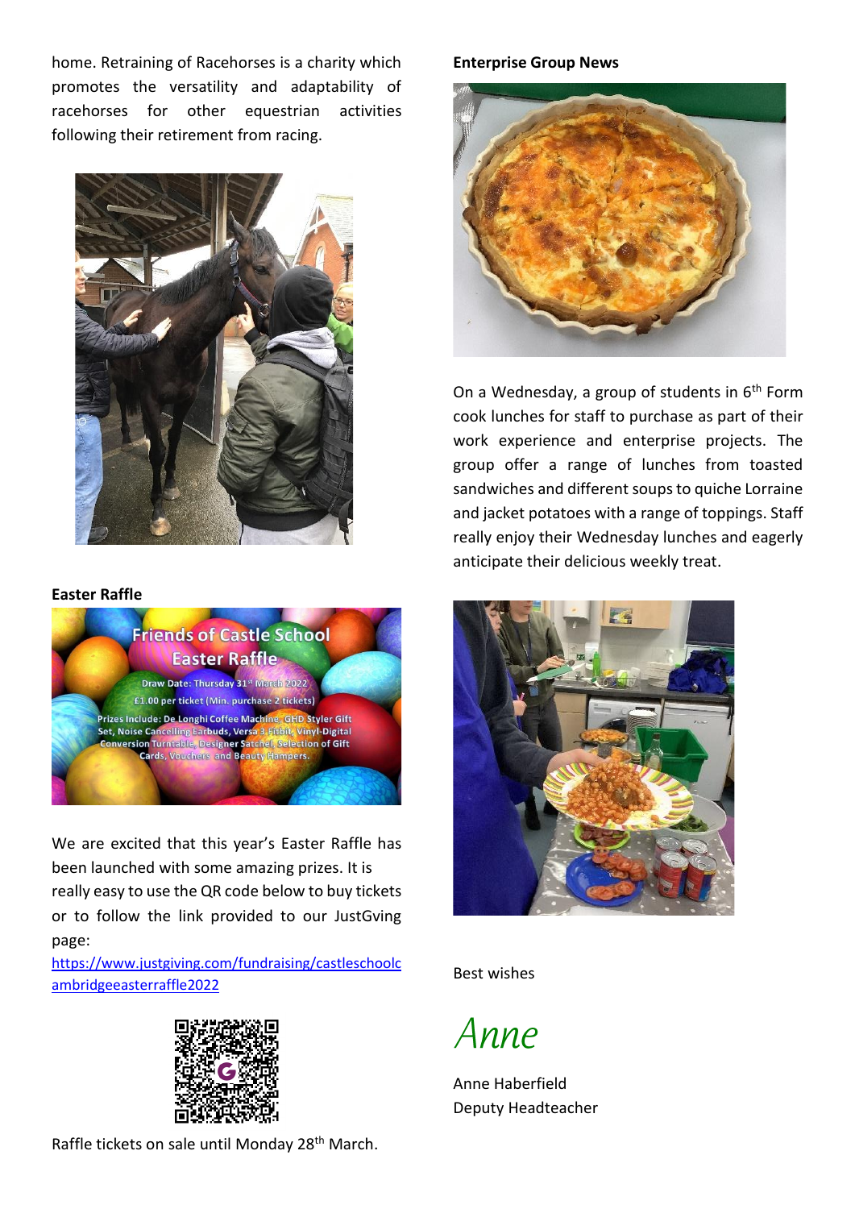home. Retraining of Racehorses is a charity which promotes the versatility and adaptability of racehorses for other equestrian activities following their retirement from racing.

**Easter Raffle**

Friends of Castle School Easter Raffle

Draw Date: Thursday 31st March 2022

£1.00 per ticket (Min. purchase 2 tickets)

Prizes Include: De Longhi Coffee Machine, GHD Styler Gift Set, Noise Cancelling Earbuds, Versa 3 Fitbit, Vinyl-Digital Conversion Turntable, Designer Satchel, Selection of Gift Cards, Vouchers and Beauty Hampers.

We are excited that this year's Easter Raffle has been launched with some amazing prizes. It is really easy to use the QR code below to buy tickets or to follow the link provided to our JustGving page:

https://www.justgiving.com/fundraising/castleschoolcambridgeeasterraffle2022

Raffle tickets on sale until Monday 28th March.

**Enterprise Group News**

On a Wednesday, a group of students in 6th Form cook lunches for staff to purchase as part of their work experience and enterprise projects. The group offer a range of lunches from toasted sandwiches and different soups to quiche Lorraine and jacket potatoes with a range of toppings. Staff really enjoy their Wednesday lunches and eagerly anticipate their delicious weekly treat.

Best wishes

*Anne*

Anne Haberfield
Deputy Headteacher